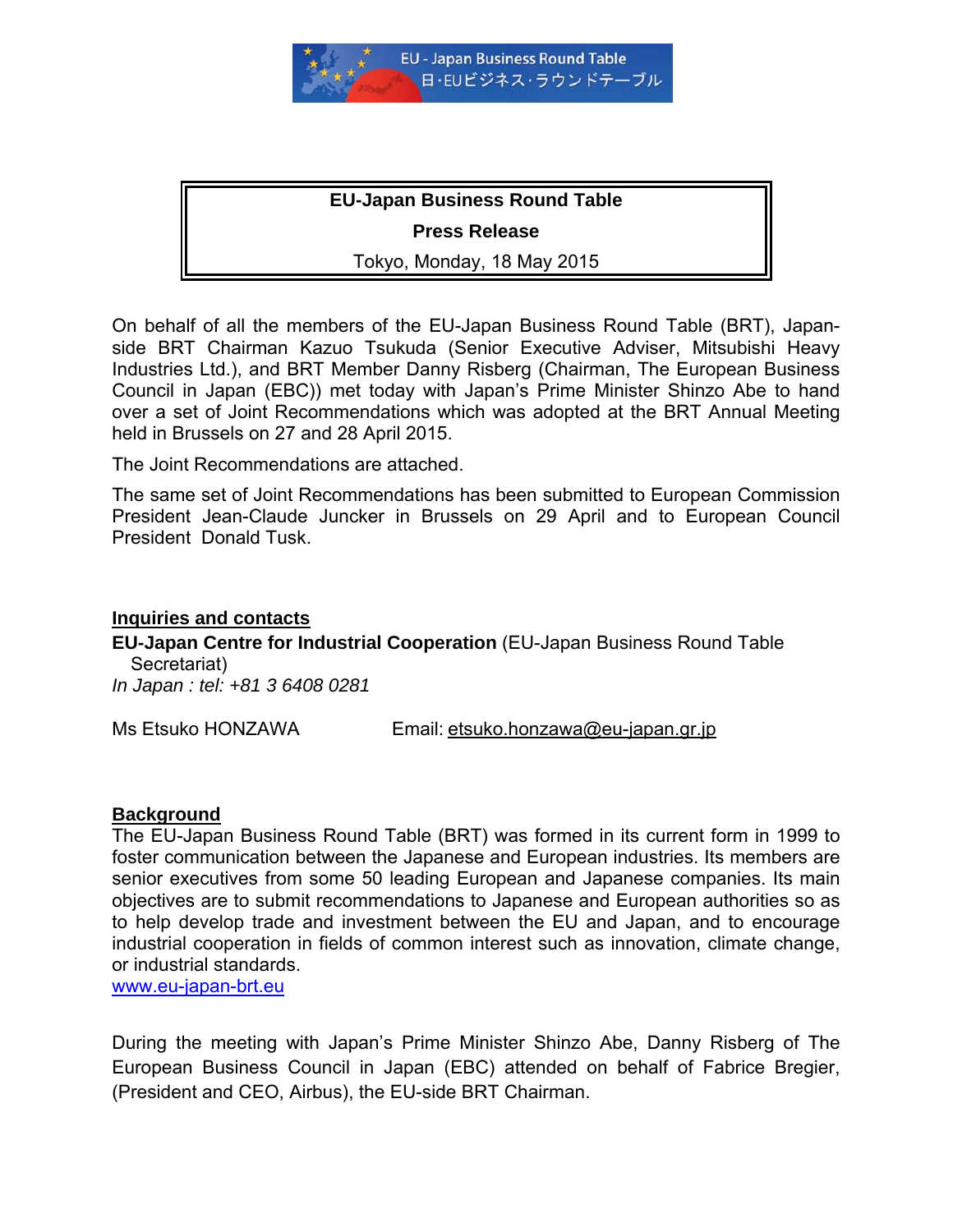EU - Japan Business Round Table
日・EUビジネス・ラウンドテーブル

**EU-Japan Business Round Table**

**Press Release**

Tokyo, Monday, 18 May 2015

On behalf of all the members of the EU-Japan Business Round Table (BRT), Japan-side BRT Chairman Kazuo Tsukuda (Senior Executive Adviser, Mitsubishi Heavy Industries Ltd.), and BRT Member Danny Risberg (Chairman, The European Business Council in Japan (EBC)) met today with Japan's Prime Minister Shinzo Abe to hand over a set of Joint Recommendations which was adopted at the BRT Annual Meeting held in Brussels on 27 and 28 April 2015.

The Joint Recommendations are attached.

The same set of Joint Recommendations has been submitted to European Commission President Jean-Claude Juncker in Brussels on 29 April and to European Council President Donald Tusk.

## Inquiries and contacts

**EU-Japan Centre for Industrial Cooperation** (EU-Japan Business Round Table Secretariat)
*In Japan : tel: +81 3 6408 0281*

Ms Etsuko HONZAWA Email: etsuko.honzawa@eu-japan.gr.jp

## Background

The EU-Japan Business Round Table (BRT) was formed in its current form in 1999 to foster communication between the Japanese and European industries. Its members are senior executives from some 50 leading European and Japanese companies. Its main objectives are to submit recommendations to Japanese and European authorities so as to help develop trade and investment between the EU and Japan, and to encourage industrial cooperation in fields of common interest such as innovation, climate change, or industrial standards.
www.eu-japan-brt.eu

During the meeting with Japan's Prime Minister Shinzo Abe, Danny Risberg of The European Business Council in Japan (EBC) attended on behalf of Fabrice Bregier, (President and CEO, Airbus), the EU-side BRT Chairman.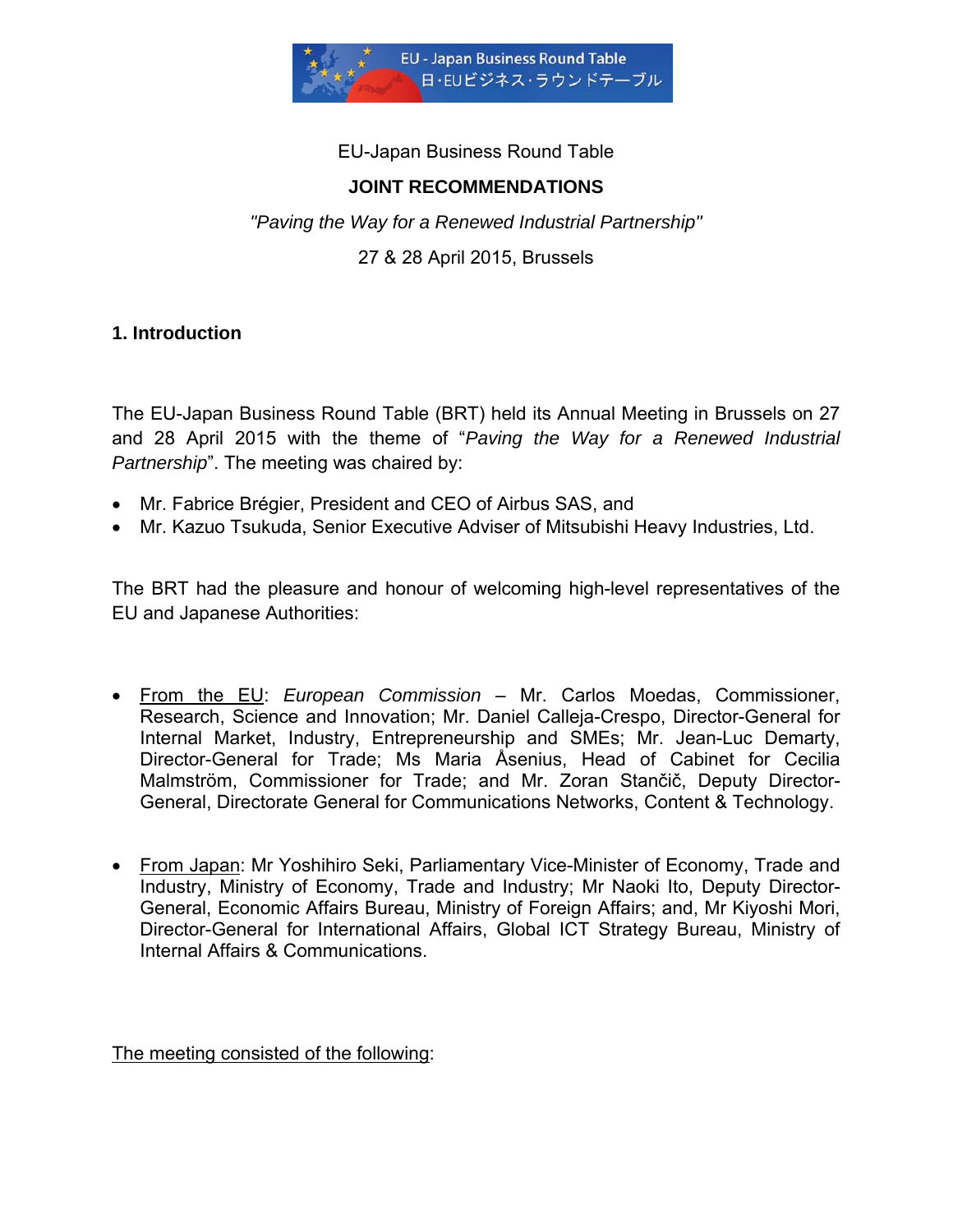EU-Japan Business Round Table

**JOINT RECOMMENDATIONS**

*"Paving the Way for a Renewed Industrial Partnership"*

27 & 28 April 2015, Brussels

## 1. Introduction

The EU-Japan Business Round Table (BRT) held its Annual Meeting in Brussels on 27 and 28 April 2015 with the theme of "*Paving the Way for a Renewed Industrial Partnership*". The meeting was chaired by:

- Mr. Fabrice Brégier, President and CEO of Airbus SAS, and
- Mr. Kazuo Tsukuda, Senior Executive Adviser of Mitsubishi Heavy Industries, Ltd.

The BRT had the pleasure and honour of welcoming high-level representatives of the EU and Japanese Authorities:

- From the EU: *European Commission* – Mr. Carlos Moedas, Commissioner, Research, Science and Innovation; Mr. Daniel Calleja-Crespo, Director-General for Internal Market, Industry, Entrepreneurship and SMEs; Mr. Jean-Luc Demarty, Director-General for Trade; Ms Maria Åsenius, Head of Cabinet for Cecilia Malmström, Commissioner for Trade; and Mr. Zoran Stančič, Deputy Director-General, Directorate General for Communications Networks, Content & Technology.

- From Japan: Mr Yoshihiro Seki, Parliamentary Vice-Minister of Economy, Trade and Industry, Ministry of Economy, Trade and Industry; Mr Naoki Ito, Deputy Director-General, Economic Affairs Bureau, Ministry of Foreign Affairs; and, Mr Kiyoshi Mori, Director-General for International Affairs, Global ICT Strategy Bureau, Ministry of Internal Affairs & Communications.

The meeting consisted of the following: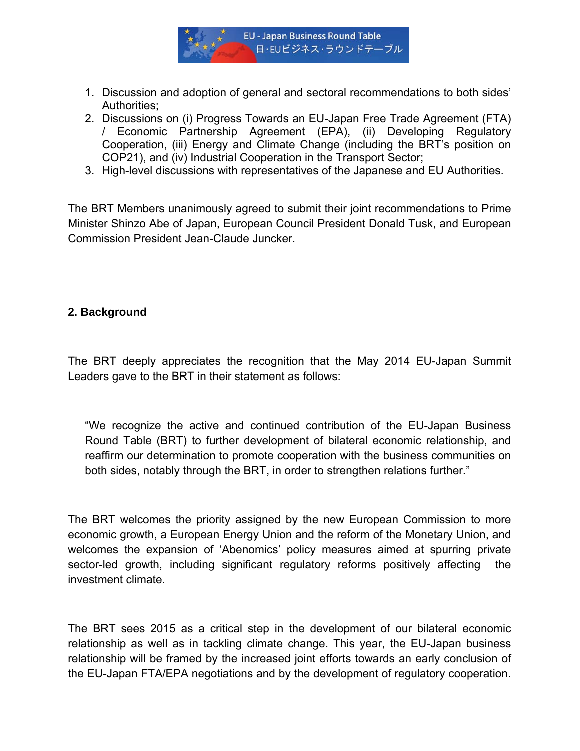1. Discussion and adoption of general and sectoral recommendations to both sides' Authorities;
2. Discussions on (i) Progress Towards an EU-Japan Free Trade Agreement (FTA) / Economic Partnership Agreement (EPA), (ii) Developing Regulatory Cooperation, (iii) Energy and Climate Change (including the BRT's position on COP21), and (iv) Industrial Cooperation in the Transport Sector;
3. High-level discussions with representatives of the Japanese and EU Authorities.

The BRT Members unanimously agreed to submit their joint recommendations to Prime Minister Shinzo Abe of Japan, European Council President Donald Tusk, and European Commission President Jean-Claude Juncker.

## 2. Background

The BRT deeply appreciates the recognition that the May 2014 EU-Japan Summit Leaders gave to the BRT in their statement as follows:

> "We recognize the active and continued contribution of the EU-Japan Business Round Table (BRT) to further development of bilateral economic relationship, and reaffirm our determination to promote cooperation with the business communities on both sides, notably through the BRT, in order to strengthen relations further."

The BRT welcomes the priority assigned by the new European Commission to more economic growth, a European Energy Union and the reform of the Monetary Union, and welcomes the expansion of 'Abenomics' policy measures aimed at spurring private sector-led growth, including significant regulatory reforms positively affecting the investment climate.

The BRT sees 2015 as a critical step in the development of our bilateral economic relationship as well as in tackling climate change. This year, the EU-Japan business relationship will be framed by the increased joint efforts towards an early conclusion of the EU-Japan FTA/EPA negotiations and by the development of regulatory cooperation.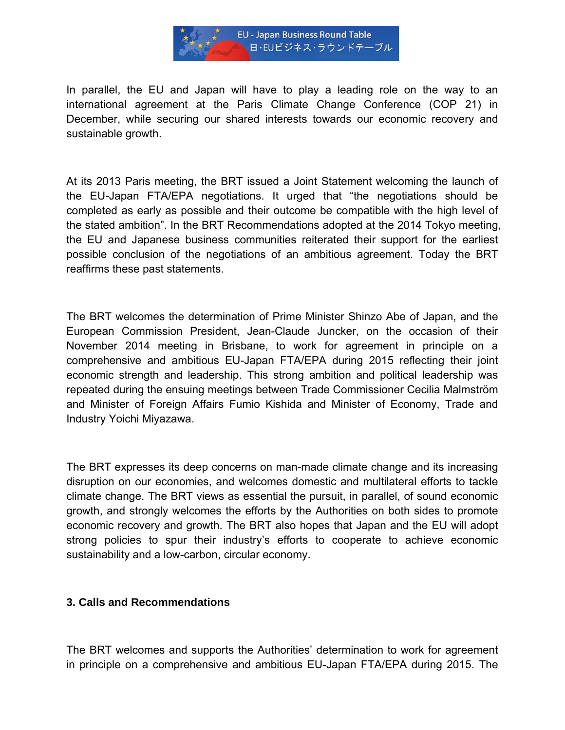In parallel, the EU and Japan will have to play a leading role on the way to an international agreement at the Paris Climate Change Conference (COP 21) in December, while securing our shared interests towards our economic recovery and sustainable growth.

At its 2013 Paris meeting, the BRT issued a Joint Statement welcoming the launch of the EU-Japan FTA/EPA negotiations. It urged that "the negotiations should be completed as early as possible and their outcome be compatible with the high level of the stated ambition". In the BRT Recommendations adopted at the 2014 Tokyo meeting, the EU and Japanese business communities reiterated their support for the earliest possible conclusion of the negotiations of an ambitious agreement. Today the BRT reaffirms these past statements.

The BRT welcomes the determination of Prime Minister Shinzo Abe of Japan, and the European Commission President, Jean-Claude Juncker, on the occasion of their November 2014 meeting in Brisbane, to work for agreement in principle on a comprehensive and ambitious EU-Japan FTA/EPA during 2015 reflecting their joint economic strength and leadership. This strong ambition and political leadership was repeated during the ensuing meetings between Trade Commissioner Cecilia Malmström and Minister of Foreign Affairs Fumio Kishida and Minister of Economy, Trade and Industry Yoichi Miyazawa.

The BRT expresses its deep concerns on man-made climate change and its increasing disruption on our economies, and welcomes domestic and multilateral efforts to tackle climate change. The BRT views as essential the pursuit, in parallel, of sound economic growth, and strongly welcomes the efforts by the Authorities on both sides to promote economic recovery and growth. The BRT also hopes that Japan and the EU will adopt strong policies to spur their industry's efforts to cooperate to achieve economic sustainability and a low-carbon, circular economy.

## 3. Calls and Recommendations

The BRT welcomes and supports the Authorities' determination to work for agreement in principle on a comprehensive and ambitious EU-Japan FTA/EPA during 2015. The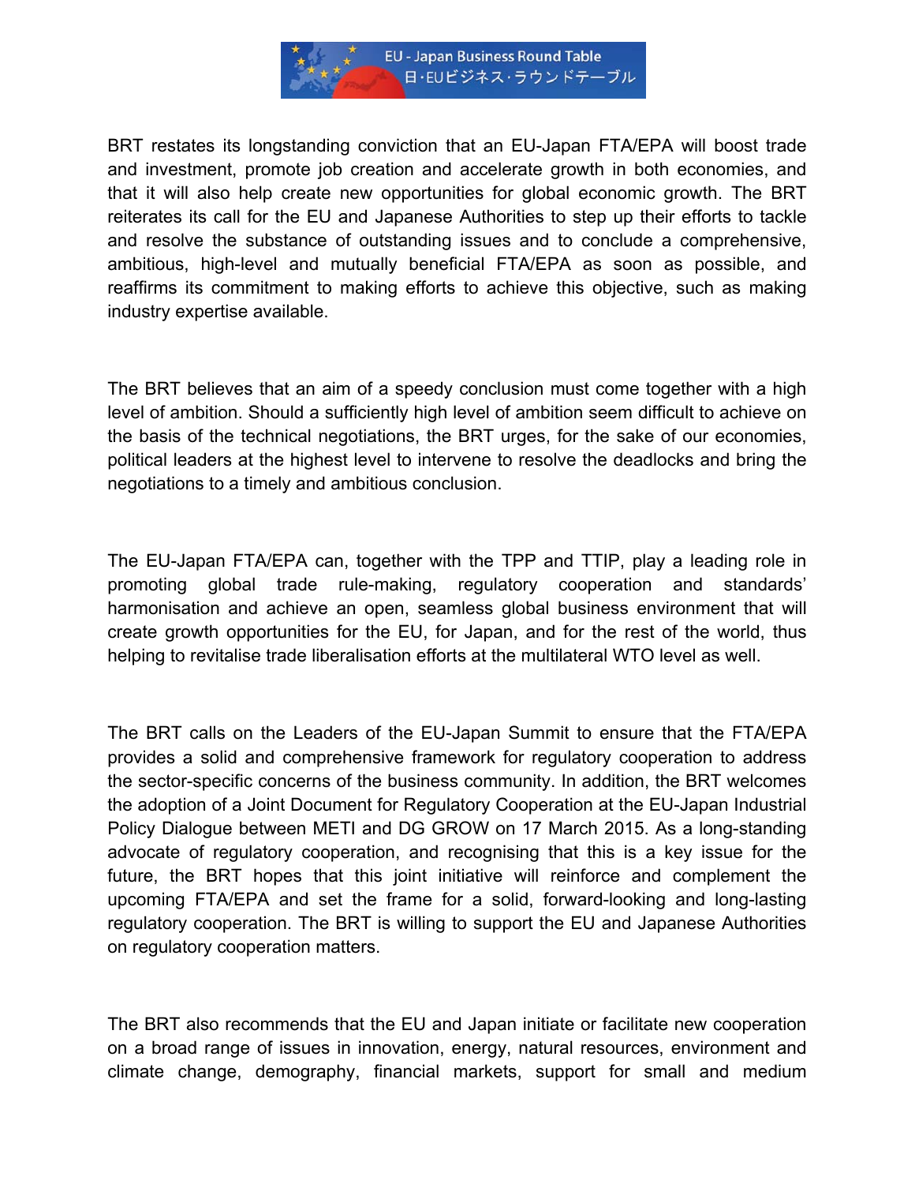BRT restates its longstanding conviction that an EU-Japan FTA/EPA will boost trade and investment, promote job creation and accelerate growth in both economies, and that it will also help create new opportunities for global economic growth. The BRT reiterates its call for the EU and Japanese Authorities to step up their efforts to tackle and resolve the substance of outstanding issues and to conclude a comprehensive, ambitious, high-level and mutually beneficial FTA/EPA as soon as possible, and reaffirms its commitment to making efforts to achieve this objective, such as making industry expertise available.

The BRT believes that an aim of a speedy conclusion must come together with a high level of ambition. Should a sufficiently high level of ambition seem difficult to achieve on the basis of the technical negotiations, the BRT urges, for the sake of our economies, political leaders at the highest level to intervene to resolve the deadlocks and bring the negotiations to a timely and ambitious conclusion.

The EU-Japan FTA/EPA can, together with the TPP and TTIP, play a leading role in promoting global trade rule-making, regulatory cooperation and standards' harmonisation and achieve an open, seamless global business environment that will create growth opportunities for the EU, for Japan, and for the rest of the world, thus helping to revitalise trade liberalisation efforts at the multilateral WTO level as well.

The BRT calls on the Leaders of the EU-Japan Summit to ensure that the FTA/EPA provides a solid and comprehensive framework for regulatory cooperation to address the sector-specific concerns of the business community. In addition, the BRT welcomes the adoption of a Joint Document for Regulatory Cooperation at the EU-Japan Industrial Policy Dialogue between METI and DG GROW on 17 March 2015. As a long-standing advocate of regulatory cooperation, and recognising that this is a key issue for the future, the BRT hopes that this joint initiative will reinforce and complement the upcoming FTA/EPA and set the frame for a solid, forward-looking and long-lasting regulatory cooperation. The BRT is willing to support the EU and Japanese Authorities on regulatory cooperation matters.

The BRT also recommends that the EU and Japan initiate or facilitate new cooperation on a broad range of issues in innovation, energy, natural resources, environment and climate change, demography, financial markets, support for small and medium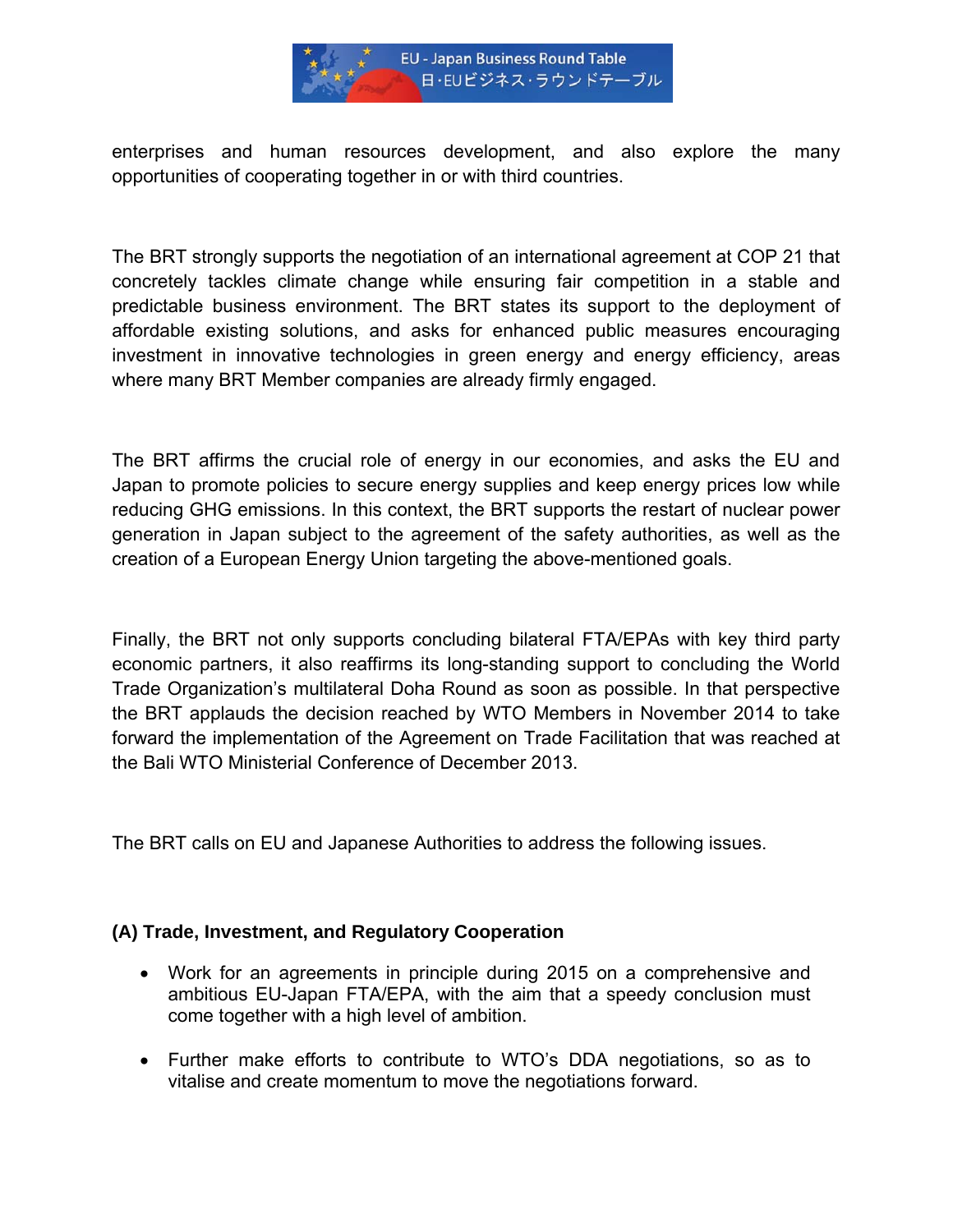enterprises and human resources development, and also explore the many opportunities of cooperating together in or with third countries.

The BRT strongly supports the negotiation of an international agreement at COP 21 that concretely tackles climate change while ensuring fair competition in a stable and predictable business environment. The BRT states its support to the deployment of affordable existing solutions, and asks for enhanced public measures encouraging investment in innovative technologies in green energy and energy efficiency, areas where many BRT Member companies are already firmly engaged.

The BRT affirms the crucial role of energy in our economies, and asks the EU and Japan to promote policies to secure energy supplies and keep energy prices low while reducing GHG emissions. In this context, the BRT supports the restart of nuclear power generation in Japan subject to the agreement of the safety authorities, as well as the creation of a European Energy Union targeting the above-mentioned goals.

Finally, the BRT not only supports concluding bilateral FTA/EPAs with key third party economic partners, it also reaffirms its long-standing support to concluding the World Trade Organization's multilateral Doha Round as soon as possible. In that perspective the BRT applauds the decision reached by WTO Members in November 2014 to take forward the implementation of the Agreement on Trade Facilitation that was reached at the Bali WTO Ministerial Conference of December 2013.

The BRT calls on EU and Japanese Authorities to address the following issues.

**(A) Trade, Investment, and Regulatory Cooperation**

- Work for an agreements in principle during 2015 on a comprehensive and ambitious EU-Japan FTA/EPA, with the aim that a speedy conclusion must come together with a high level of ambition.
- Further make efforts to contribute to WTO's DDA negotiations, so as to vitalise and create momentum to move the negotiations forward.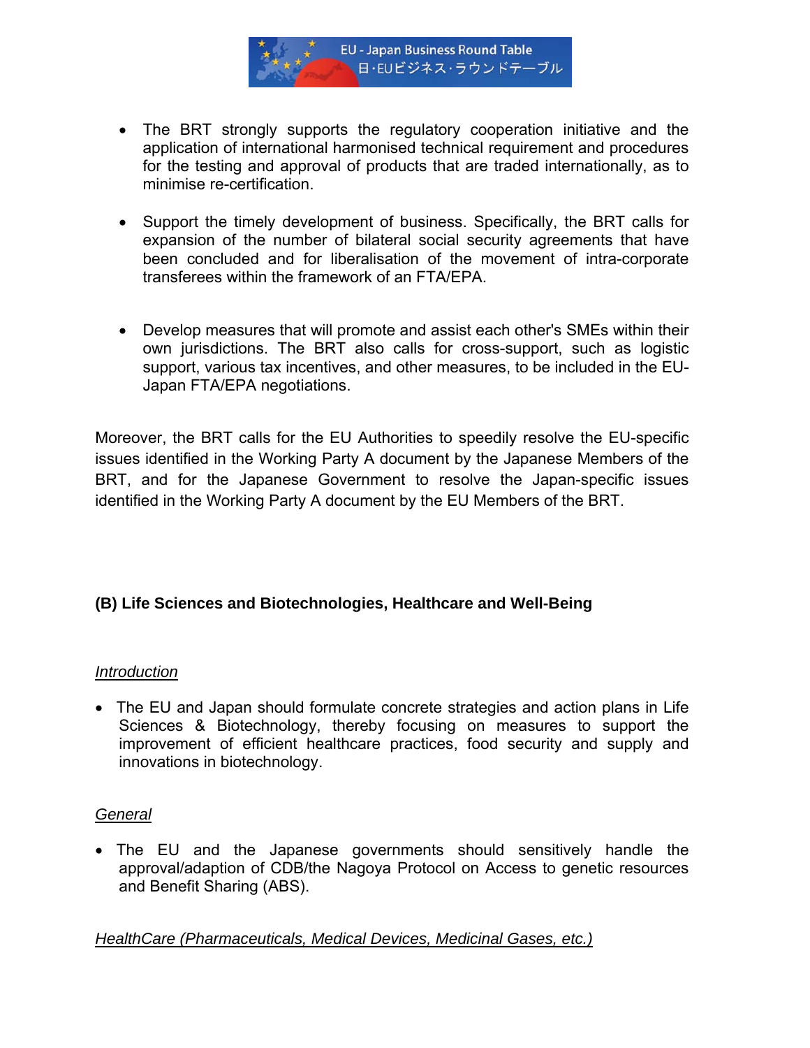- The BRT strongly supports the regulatory cooperation initiative and the application of international harmonised technical requirement and procedures for the testing and approval of products that are traded internationally, as to minimise re-certification.

- Support the timely development of business. Specifically, the BRT calls for expansion of the number of bilateral social security agreements that have been concluded and for liberalisation of the movement of intra-corporate transferees within the framework of an FTA/EPA.

- Develop measures that will promote and assist each other's SMEs within their own jurisdictions. The BRT also calls for cross-support, such as logistic support, various tax incentives, and other measures, to be included in the EU-Japan FTA/EPA negotiations.

Moreover, the BRT calls for the EU Authorities to speedily resolve the EU-specific issues identified in the Working Party A document by the Japanese Members of the BRT, and for the Japanese Government to resolve the Japan-specific issues identified in the Working Party A document by the EU Members of the BRT.

## (B) Life Sciences and Biotechnologies, Healthcare and Well-Being

*Introduction*

- The EU and Japan should formulate concrete strategies and action plans in Life Sciences & Biotechnology, thereby focusing on measures to support the improvement of efficient healthcare practices, food security and supply and innovations in biotechnology.

*General*

- The EU and the Japanese governments should sensitively handle the approval/adaption of CDB/the Nagoya Protocol on Access to genetic resources and Benefit Sharing (ABS).

*HealthCare (Pharmaceuticals, Medical Devices, Medicinal Gases, etc.)*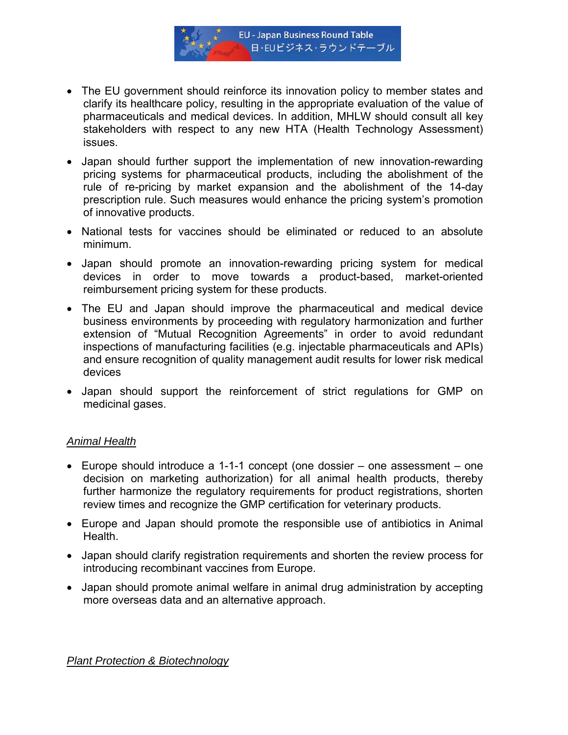- The EU government should reinforce its innovation policy to member states and clarify its healthcare policy, resulting in the appropriate evaluation of the value of pharmaceuticals and medical devices. In addition, MHLW should consult all key stakeholders with respect to any new HTA (Health Technology Assessment) issues.
- Japan should further support the implementation of new innovation-rewarding pricing systems for pharmaceutical products, including the abolishment of the rule of re-pricing by market expansion and the abolishment of the 14-day prescription rule. Such measures would enhance the pricing system's promotion of innovative products.
- National tests for vaccines should be eliminated or reduced to an absolute minimum.
- Japan should promote an innovation-rewarding pricing system for medical devices in order to move towards a product-based, market-oriented reimbursement pricing system for these products.
- The EU and Japan should improve the pharmaceutical and medical device business environments by proceeding with regulatory harmonization and further extension of "Mutual Recognition Agreements" in order to avoid redundant inspections of manufacturing facilities (e.g. injectable pharmaceuticals and APIs) and ensure recognition of quality management audit results for lower risk medical devices
- Japan should support the reinforcement of strict regulations for GMP on medicinal gases.

*Animal Health*

- Europe should introduce a 1-1-1 concept (one dossier – one assessment – one decision on marketing authorization) for all animal health products, thereby further harmonize the regulatory requirements for product registrations, shorten review times and recognize the GMP certification for veterinary products.
- Europe and Japan should promote the responsible use of antibiotics in Animal Health.
- Japan should clarify registration requirements and shorten the review process for introducing recombinant vaccines from Europe.
- Japan should promote animal welfare in animal drug administration by accepting more overseas data and an alternative approach.

*Plant Protection & Biotechnology*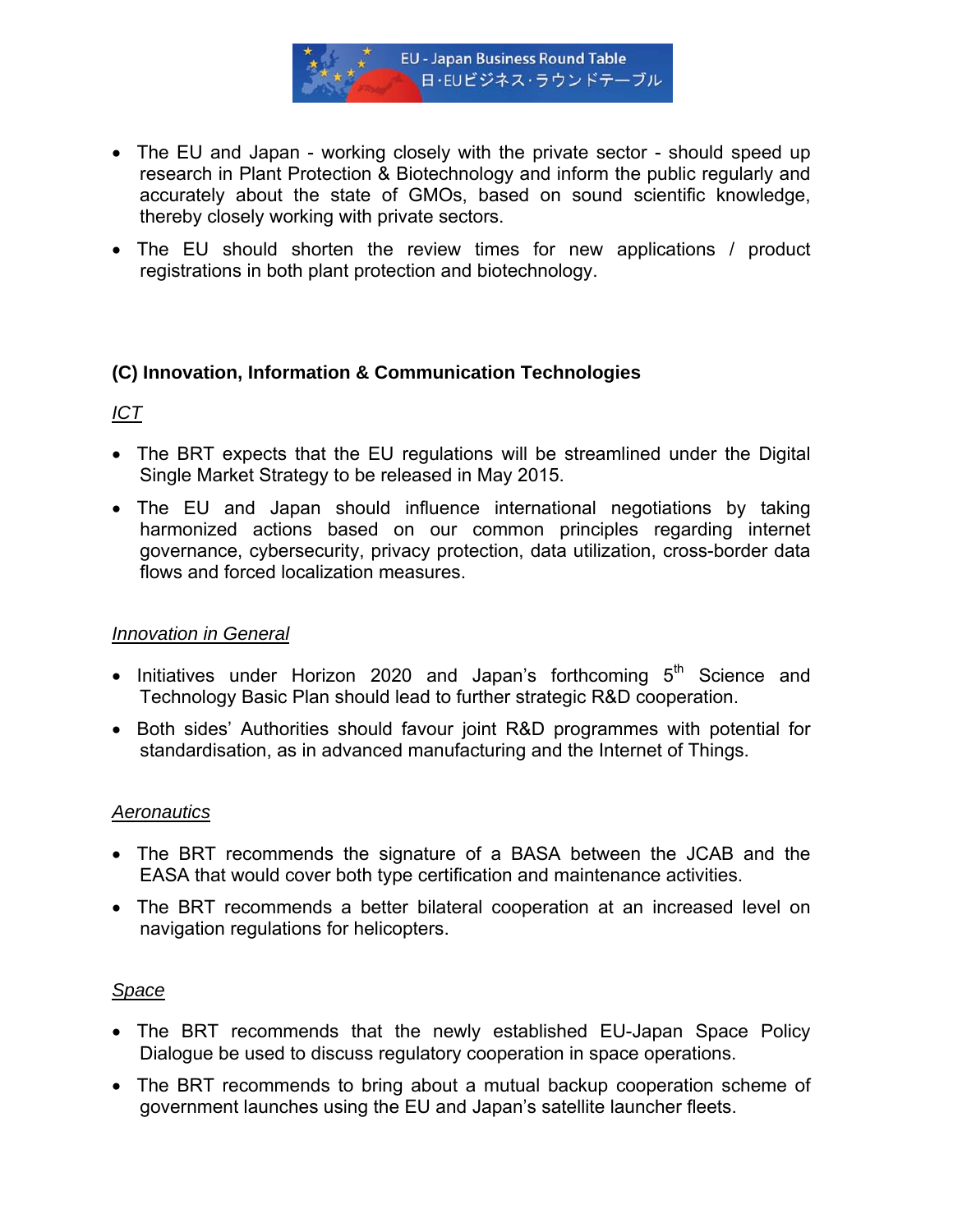- The EU and Japan - working closely with the private sector - should speed up research in Plant Protection & Biotechnology and inform the public regularly and accurately about the state of GMOs, based on sound scientific knowledge, thereby closely working with private sectors.
- The EU should shorten the review times for new applications / product registrations in both plant protection and biotechnology.

### (C) Innovation, Information & Communication Technologies

*ICT*

- The BRT expects that the EU regulations will be streamlined under the Digital Single Market Strategy to be released in May 2015.
- The EU and Japan should influence international negotiations by taking harmonized actions based on our common principles regarding internet governance, cybersecurity, privacy protection, data utilization, cross-border data flows and forced localization measures.

*Innovation in General*

- Initiatives under Horizon 2020 and Japan's forthcoming 5th Science and Technology Basic Plan should lead to further strategic R&D cooperation.
- Both sides' Authorities should favour joint R&D programmes with potential for standardisation, as in advanced manufacturing and the Internet of Things.

*Aeronautics*

- The BRT recommends the signature of a BASA between the JCAB and the EASA that would cover both type certification and maintenance activities.
- The BRT recommends a better bilateral cooperation at an increased level on navigation regulations for helicopters.

*Space*

- The BRT recommends that the newly established EU-Japan Space Policy Dialogue be used to discuss regulatory cooperation in space operations.
- The BRT recommends to bring about a mutual backup cooperation scheme of government launches using the EU and Japan's satellite launcher fleets.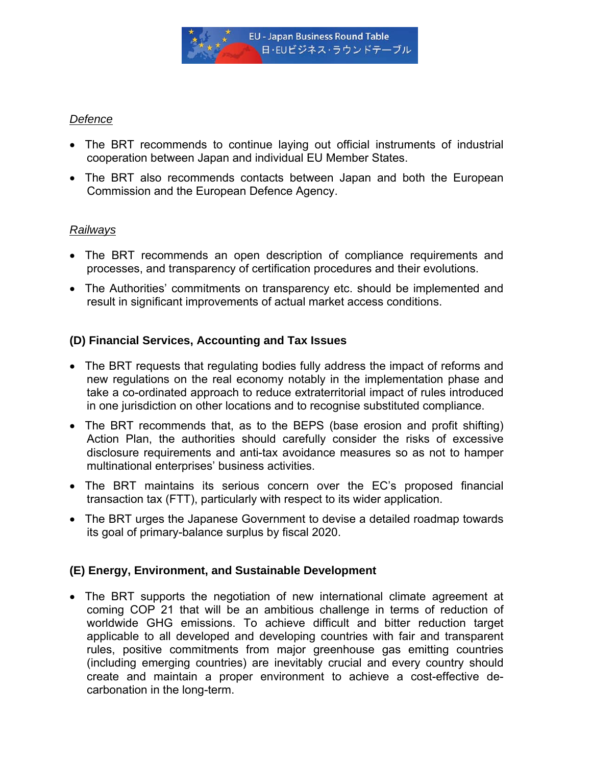*Defence*

- The BRT recommends to continue laying out official instruments of industrial cooperation between Japan and individual EU Member States.
- The BRT also recommends contacts between Japan and both the European Commission and the European Defence Agency.

*Railways*

- The BRT recommends an open description of compliance requirements and processes, and transparency of certification procedures and their evolutions.
- The Authorities' commitments on transparency etc. should be implemented and result in significant improvements of actual market access conditions.

**(D) Financial Services, Accounting and Tax Issues**

- The BRT requests that regulating bodies fully address the impact of reforms and new regulations on the real economy notably in the implementation phase and take a co-ordinated approach to reduce extraterritorial impact of rules introduced in one jurisdiction on other locations and to recognise substituted compliance.
- The BRT recommends that, as to the BEPS (base erosion and profit shifting) Action Plan, the authorities should carefully consider the risks of excessive disclosure requirements and anti-tax avoidance measures so as not to hamper multinational enterprises' business activities.
- The BRT maintains its serious concern over the EC's proposed financial transaction tax (FTT), particularly with respect to its wider application.
- The BRT urges the Japanese Government to devise a detailed roadmap towards its goal of primary-balance surplus by fiscal 2020.

**(E) Energy, Environment, and Sustainable Development**

- The BRT supports the negotiation of new international climate agreement at coming COP 21 that will be an ambitious challenge in terms of reduction of worldwide GHG emissions. To achieve difficult and bitter reduction target applicable to all developed and developing countries with fair and transparent rules, positive commitments from major greenhouse gas emitting countries (including emerging countries) are inevitably crucial and every country should create and maintain a proper environment to achieve a cost-effective de-carbonation in the long-term.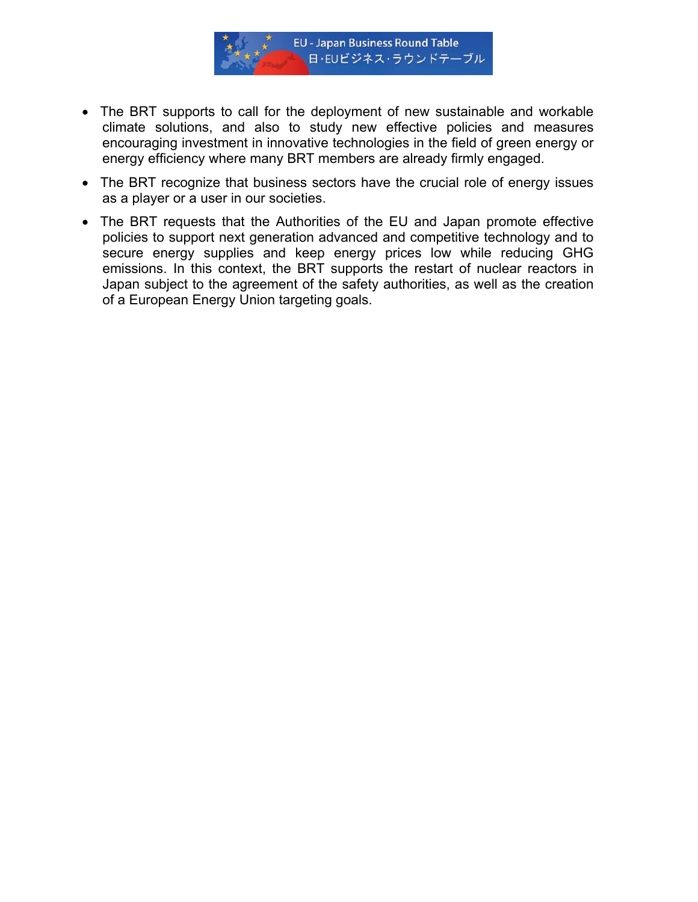- The BRT supports to call for the deployment of new sustainable and workable climate solutions, and also to study new effective policies and measures encouraging investment in innovative technologies in the field of green energy or energy efficiency where many BRT members are already firmly engaged.

- The BRT recognize that business sectors have the crucial role of energy issues as a player or a user in our societies.

- The BRT requests that the Authorities of the EU and Japan promote effective policies to support next generation advanced and competitive technology and to secure energy supplies and keep energy prices low while reducing GHG emissions. In this context, the BRT supports the restart of nuclear reactors in Japan subject to the agreement of the safety authorities, as well as the creation of a European Energy Union targeting goals.